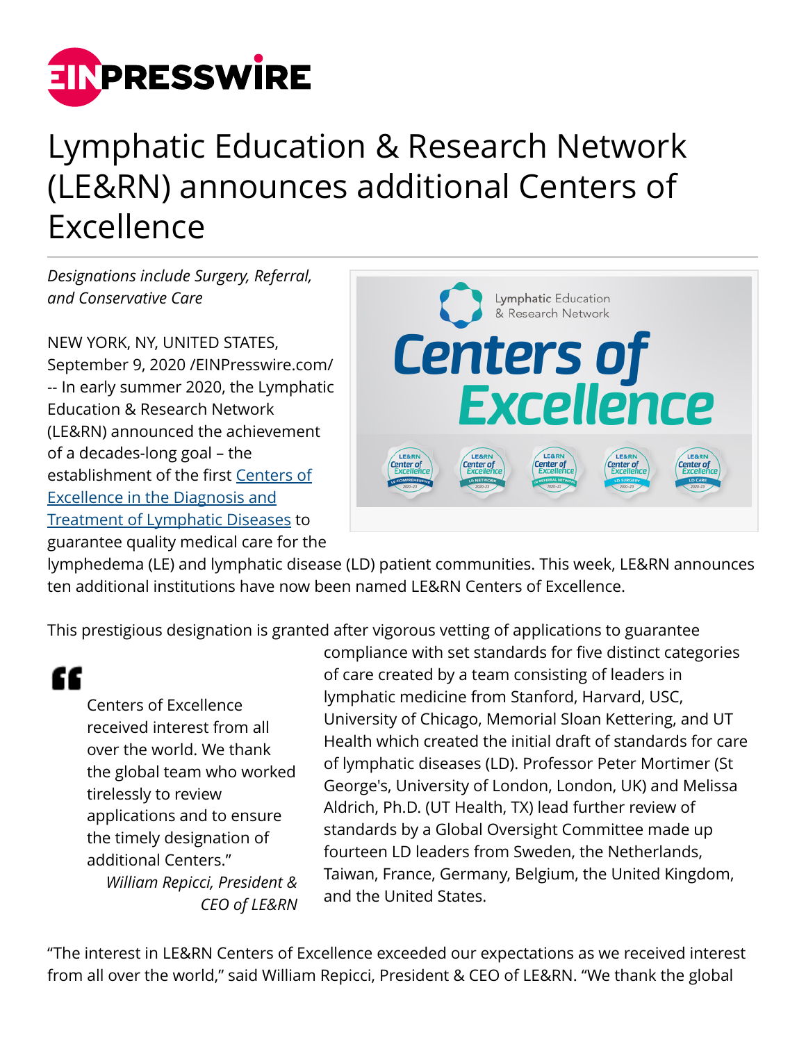# Lymphatic Education & Research Network (LE&RN) announces additional Centers of Excellence

*Designations include Surgery, Referral, and Conservative Care*

NEW YORK, NY, UNITED STATES, September 9, 2020 /EINPresswire.com/ -- In early summer 2020, the Lymphatic Education & Research Network (LE&RN) announced the achievement of a decades-long goal – the establishment of the first Centers of Excellence in the Diagnosis and Treatment of Lymphatic Diseases to guarantee quality medical care for the lymphedema (LE) and lymphatic disease (LD) patient communities. This week, LE&RN announces ten additional institutions have now been named LE&RN Centers of Excellence.

This prestigious designation is granted after vigorous vetting of applications to guarantee compliance with set standards for five distinct categories of care created by a team consisting of leaders in lymphatic medicine from Stanford, Harvard, USC, University of Chicago, Memorial Sloan Kettering, and UT Health which created the initial draft of standards for care of lymphatic diseases (LD). Professor Peter Mortimer (St George's, University of London, London, UK) and Melissa Aldrich, Ph.D. (UT Health, TX) lead further review of standards by a Global Oversight Committee made up fourteen LD leaders from Sweden, the Netherlands, Taiwan, France, Germany, Belgium, the United Kingdom, and the United States.

> Centers of Excellence received interest from all over the world. We thank the global team who worked tirelessly to review applications and to ensure the timely designation of additional Centers."
>
> *William Repicci, President & CEO of LE&RN*

"The interest in LE&RN Centers of Excellence exceeded our expectations as we received interest from all over the world," said William Repicci, President & CEO of LE&RN. "We thank the global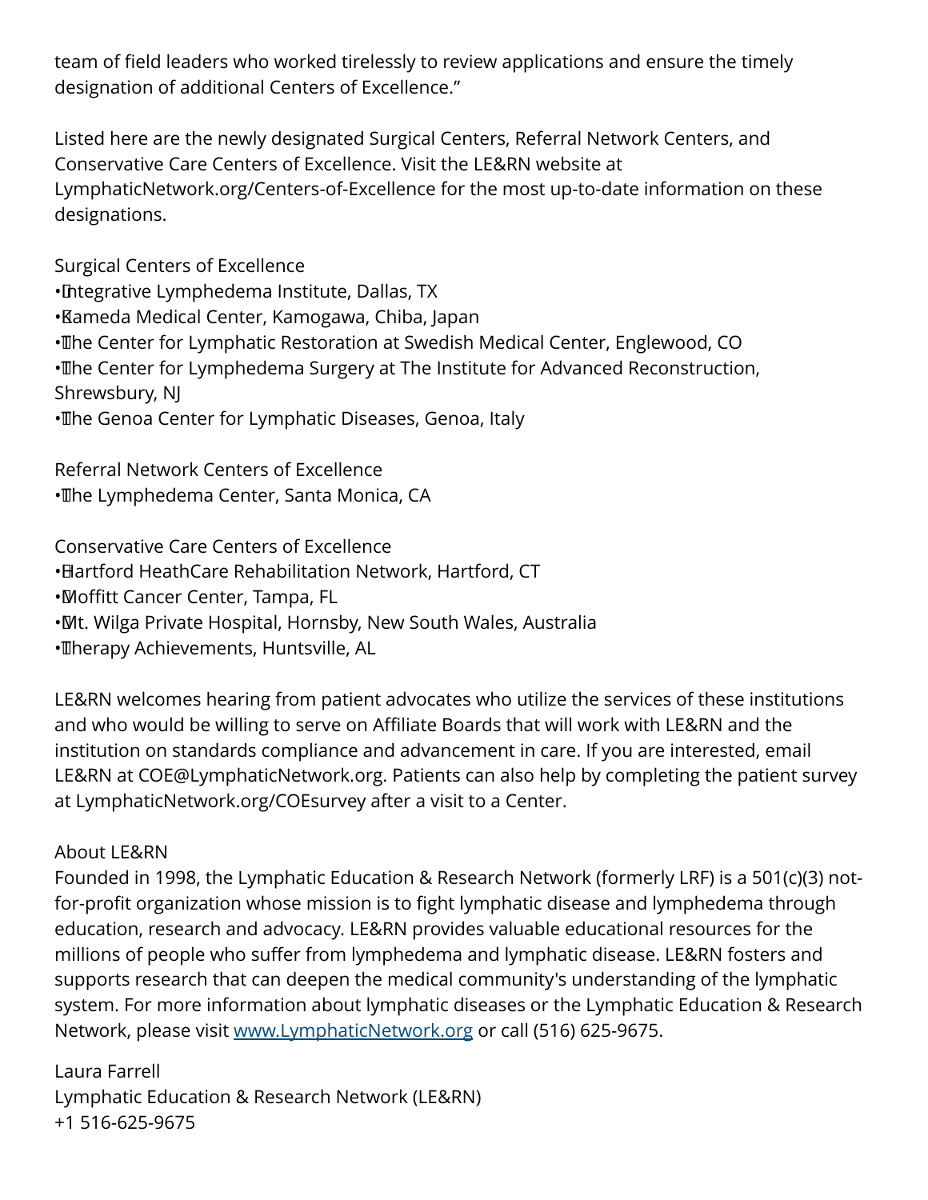team of field leaders who worked tirelessly to review applications and ensure the timely designation of additional Centers of Excellence."

Listed here are the newly designated Surgical Centers, Referral Network Centers, and Conservative Care Centers of Excellence. Visit the LE&RN website at LymphaticNetwork.org/Centers-of-Excellence for the most up-to-date information on these designations.

Surgical Centers of Excellence

- Integrative Lymphedema Institute, Dallas, TX
- Kameda Medical Center, Kamogawa, Chiba, Japan
- The Center for Lymphatic Restoration at Swedish Medical Center, Englewood, CO
- The Center for Lymphedema Surgery at The Institute for Advanced Reconstruction, Shrewsbury, NJ
- The Genoa Center for Lymphatic Diseases, Genoa, Italy

Referral Network Centers of Excellence

- The Lymphedema Center, Santa Monica, CA

Conservative Care Centers of Excellence

- Hartford HeathCare Rehabilitation Network, Hartford, CT
- Moffitt Cancer Center, Tampa, FL
- Mt. Wilga Private Hospital, Hornsby, New South Wales, Australia
- Therapy Achievements, Huntsville, AL

LE&RN welcomes hearing from patient advocates who utilize the services of these institutions and who would be willing to serve on Affiliate Boards that will work with LE&RN and the institution on standards compliance and advancement in care. If you are interested, email LE&RN at COE@LymphaticNetwork.org. Patients can also help by completing the patient survey at LymphaticNetwork.org/COEsurvey after a visit to a Center.

About LE&RN

Founded in 1998, the Lymphatic Education & Research Network (formerly LRF) is a 501(c)(3) not-for-profit organization whose mission is to fight lymphatic disease and lymphedema through education, research and advocacy. LE&RN provides valuable educational resources for the millions of people who suffer from lymphedema and lymphatic disease. LE&RN fosters and supports research that can deepen the medical community's understanding of the lymphatic system. For more information about lymphatic diseases or the Lymphatic Education & Research Network, please visit [www.LymphaticNetwork.org](http://www.LymphaticNetwork.org) or call (516) 625-9675.

Laura Farrell
Lymphatic Education & Research Network (LE&RN)
+1 516-625-9675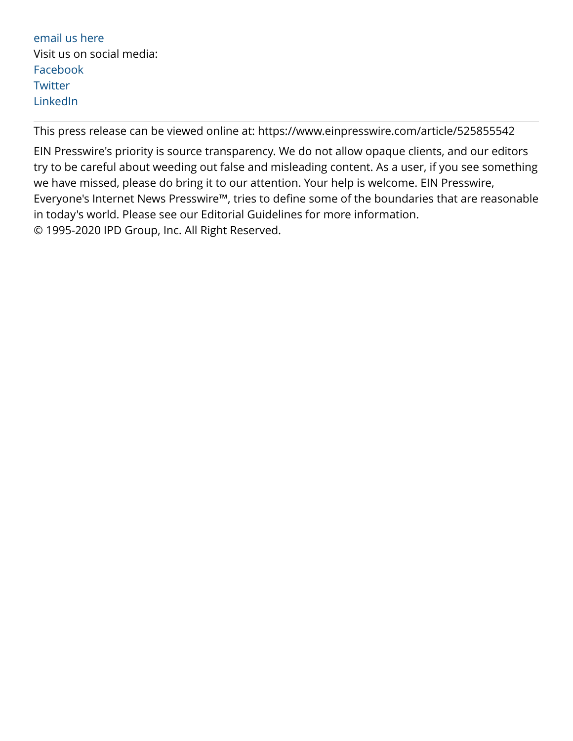email us here
Visit us on social media:
Facebook
Twitter
LinkedIn

---

This press release can be viewed online at: https://www.einpresswire.com/article/525855542

EIN Presswire's priority is source transparency. We do not allow opaque clients, and our editors try to be careful about weeding out false and misleading content. As a user, if you see something we have missed, please do bring it to our attention. Your help is welcome. EIN Presswire, Everyone's Internet News Presswire™, tries to define some of the boundaries that are reasonable in today's world. Please see our Editorial Guidelines for more information.
© 1995-2020 IPD Group, Inc. All Right Reserved.